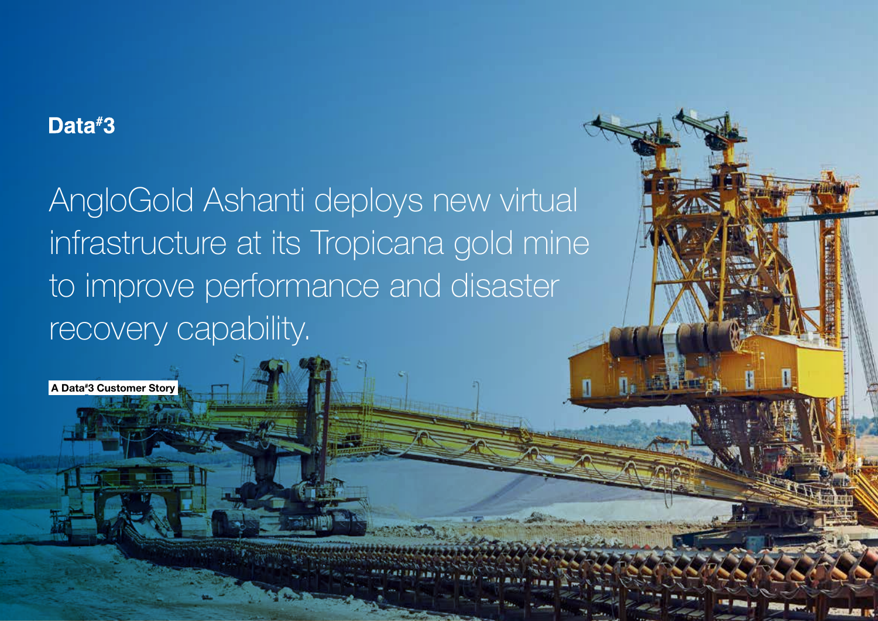Data#3

# AngloGold Ashanti deploys new virtual infrastructure at its Tropicana gold mine to improve performance and disaster recovery capability.

A Data#3 Customer Story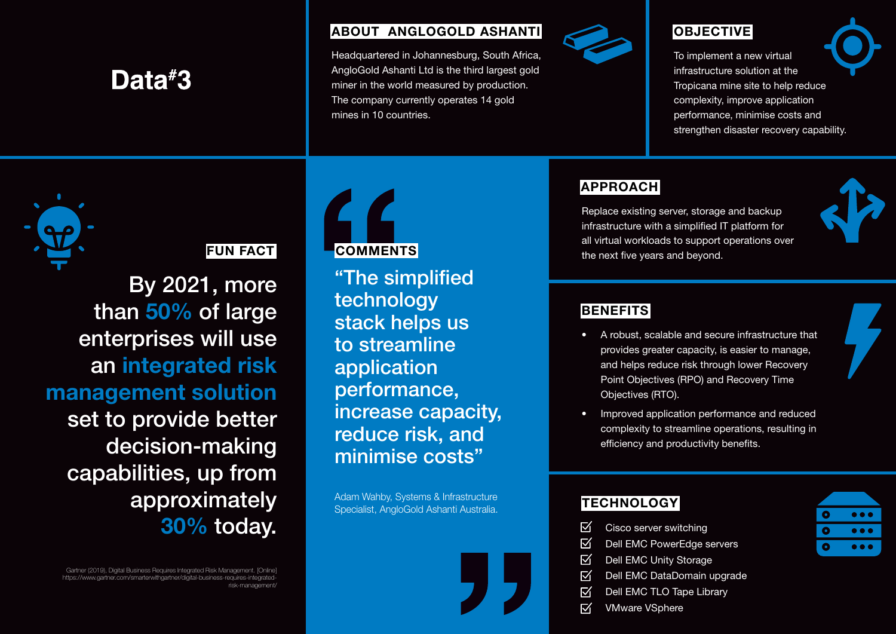# Data#3

## ABOUT ANGLOGOLD ASHANTI

Headquartered in Johannesburg, South Africa, AngloGold Ashanti Ltd is the third largest gold miner in the world measured by production. The company currently operates 14 gold mines in 10 countries.

## OBJECTIVE

To implement a new virtual infrastructure solution at the Tropicana mine site to help reduce complexity, improve application performance, minimise costs and strengthen disaster recovery capability.

## FUN FACT

By 2021, more than **50%** of large enterprises will use an **integrated risk management solution** set to provide better decision-making capabilities, up from approximately **30%** today.

Gartner (2019), Digital Business Requires Integrated Risk Management. [Online] https://www.gartner.com/smarterwithgartner/digital-business-requires-integrated-risk-management/

## COMMENTS

"The simplified technology stack helps us to streamline application performance, increase capacity, reduce risk, and minimise costs"

Adam Wahby, Systems & Infrastructure Specialist, AngloGold Ashanti Australia.

## APPROACH

Replace existing server, storage and backup infrastructure with a simplified IT platform for all virtual workloads to support operations over the next five years and beyond.

## BENEFITS

- A robust, scalable and secure infrastructure that provides greater capacity, is easier to manage, and helps reduce risk through lower Recovery Point Objectives (RPO) and Recovery Time Objectives (RTO).
- Improved application performance and reduced complexity to streamline operations, resulting in efficiency and productivity benefits.

## TECHNOLOGY

- ☑ Cisco server switching
- ☑ Dell EMC PowerEdge servers
- ☑ Dell EMC Unity Storage
- ☑ Dell EMC DataDomain upgrade
- ☑ Dell EMC TLO Tape Library
- ☑ VMware VSphere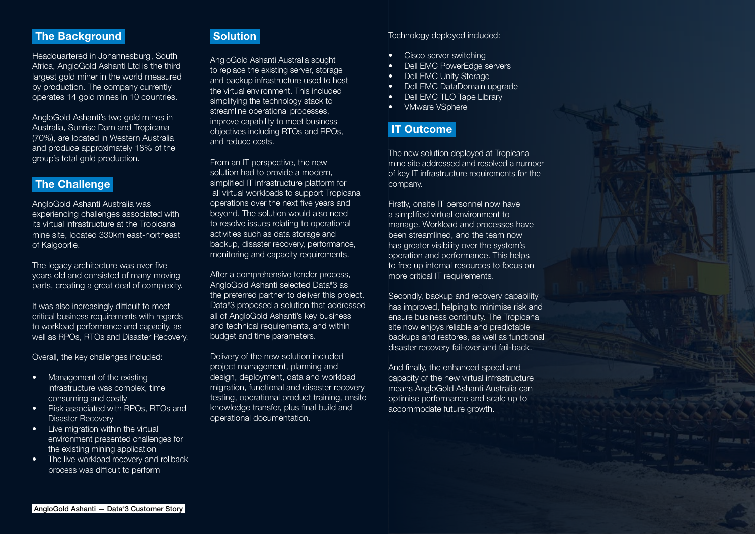## The Background

Headquartered in Johannesburg, South Africa, AngloGold Ashanti Ltd is the third largest gold miner in the world measured by production. The company currently operates 14 gold mines in 10 countries.

AngloGold Ashanti's two gold mines in Australia, Sunrise Dam and Tropicana (70%), are located in Western Australia and produce approximately 18% of the group's total gold production.

## The Challenge

AngloGold Ashanti Australia was experiencing challenges associated with its virtual infrastructure at the Tropicana mine site, located 330km east-northeast of Kalgoorlie.

The legacy architecture was over five years old and consisted of many moving parts, creating a great deal of complexity.

It was also increasingly difficult to meet critical business requirements with regards to workload performance and capacity, as well as RPOs, RTOs and Disaster Recovery.

Overall, the key challenges included:

- Management of the existing infrastructure was complex, time consuming and costly
- Risk associated with RPOs, RTOs and Disaster Recovery
- Live migration within the virtual environment presented challenges for the existing mining application
- The live workload recovery and rollback process was difficult to perform

## Solution

AngloGold Ashanti Australia sought to replace the existing server, storage and backup infrastructure used to host the virtual environment. This included simplifying the technology stack to streamline operational processes, improve capability to meet business objectives including RTOs and RPOs, and reduce costs.

From an IT perspective, the new solution had to provide a modern, simplified IT infrastructure platform for all virtual workloads to support Tropicana operations over the next five years and beyond. The solution would also need to resolve issues relating to operational activities such as data storage and backup, disaster recovery, performance, monitoring and capacity requirements.

After a comprehensive tender process, AngloGold Ashanti selected Data#3 as the preferred partner to deliver this project. Data#3 proposed a solution that addressed all of AngloGold Ashanti's key business and technical requirements, and within budget and time parameters.

Delivery of the new solution included project management, planning and design, deployment, data and workload migration, functional and disaster recovery testing, operational product training, onsite knowledge transfer, plus final build and operational documentation.

Technology deployed included:

- Cisco server switching
- Dell EMC PowerEdge servers
- Dell EMC Unity Storage
- Dell EMC DataDomain upgrade
- Dell EMC TLO Tape Library
- VMware VSphere

## IT Outcome

The new solution deployed at Tropicana mine site addressed and resolved a number of key IT infrastructure requirements for the company.

Firstly, onsite IT personnel now have a simplified virtual environment to manage. Workload and processes have been streamlined, and the team now has greater visibility over the system's operation and performance. This helps to free up internal resources to focus on more critical IT requirements.

Secondly, backup and recovery capability has improved, helping to minimise risk and ensure business continuity. The Tropicana site now enjoys reliable and predictable backups and restores, as well as functional disaster recovery fail-over and fail-back.

And finally, the enhanced speed and capacity of the new virtual infrastructure means AngloGold Ashanti Australia can optimise performance and scale up to accommodate future growth.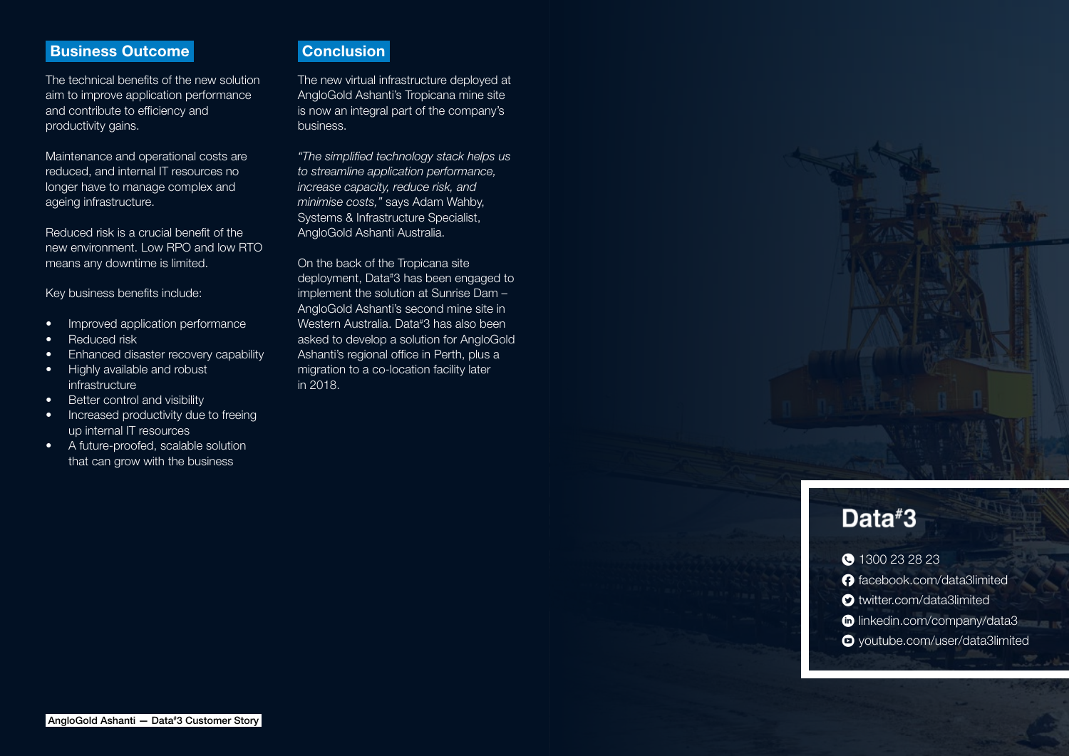## Business Outcome

The technical benefits of the new solution aim to improve application performance and contribute to efficiency and productivity gains.

Maintenance and operational costs are reduced, and internal IT resources no longer have to manage complex and ageing infrastructure.

Reduced risk is a crucial benefit of the new environment. Low RPO and low RTO means any downtime is limited.

Key business benefits include:

- Improved application performance
- Reduced risk
- Enhanced disaster recovery capability
- Highly available and robust infrastructure
- Better control and visibility
- Increased productivity due to freeing up internal IT resources
- A future-proofed, scalable solution that can grow with the business

## Conclusion

The new virtual infrastructure deployed at AngloGold Ashanti's Tropicana mine site is now an integral part of the company's business.

*"The simplified technology stack helps us to streamline application performance, increase capacity, reduce risk, and minimise costs,"* says Adam Wahby, Systems & Infrastructure Specialist, AngloGold Ashanti Australia.

On the back of the Tropicana site deployment, Data#3 has been engaged to implement the solution at Sunrise Dam – AngloGold Ashanti's second mine site in Western Australia. Data#3 has also been asked to develop a solution for AngloGold Ashanti's regional office in Perth, plus a migration to a co-location facility later in 2018.

**Data#3**

1300 23 28 23
facebook.com/data3limited
twitter.com/data3limited
linkedin.com/company/data3
youtube.com/user/data3limited